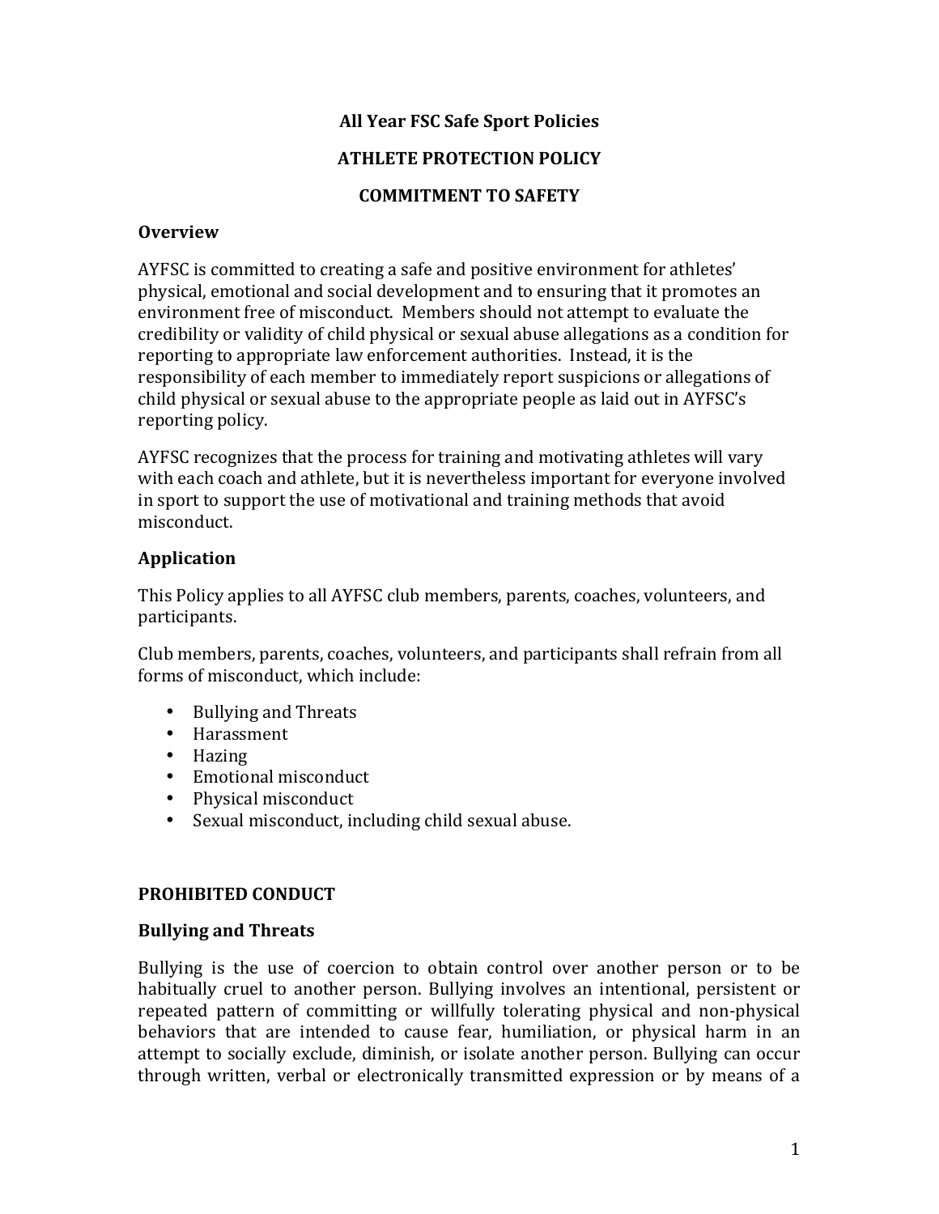# All Year FSC Safe Sport Policies

## ATHLETE PROTECTION POLICY

## COMMITMENT TO SAFETY

### Overview

AYFSC is committed to creating a safe and positive environment for athletes' physical, emotional and social development and to ensuring that it promotes an environment free of misconduct. Members should not attempt to evaluate the credibility or validity of child physical or sexual abuse allegations as a condition for reporting to appropriate law enforcement authorities. Instead, it is the responsibility of each member to immediately report suspicions or allegations of child physical or sexual abuse to the appropriate people as laid out in AYFSC's reporting policy.

AYFSC recognizes that the process for training and motivating athletes will vary with each coach and athlete, but it is nevertheless important for everyone involved in sport to support the use of motivational and training methods that avoid misconduct.

### Application

This Policy applies to all AYFSC club members, parents, coaches, volunteers, and participants.

Club members, parents, coaches, volunteers, and participants shall refrain from all forms of misconduct, which include:

- Bullying and Threats
- Harassment
- Hazing
- Emotional misconduct
- Physical misconduct
- Sexual misconduct, including child sexual abuse.

## PROHIBITED CONDUCT

### Bullying and Threats

Bullying is the use of coercion to obtain control over another person or to be habitually cruel to another person. Bullying involves an intentional, persistent or repeated pattern of committing or willfully tolerating physical and non-physical behaviors that are intended to cause fear, humiliation, or physical harm in an attempt to socially exclude, diminish, or isolate another person. Bullying can occur through written, verbal or electronically transmitted expression or by means of a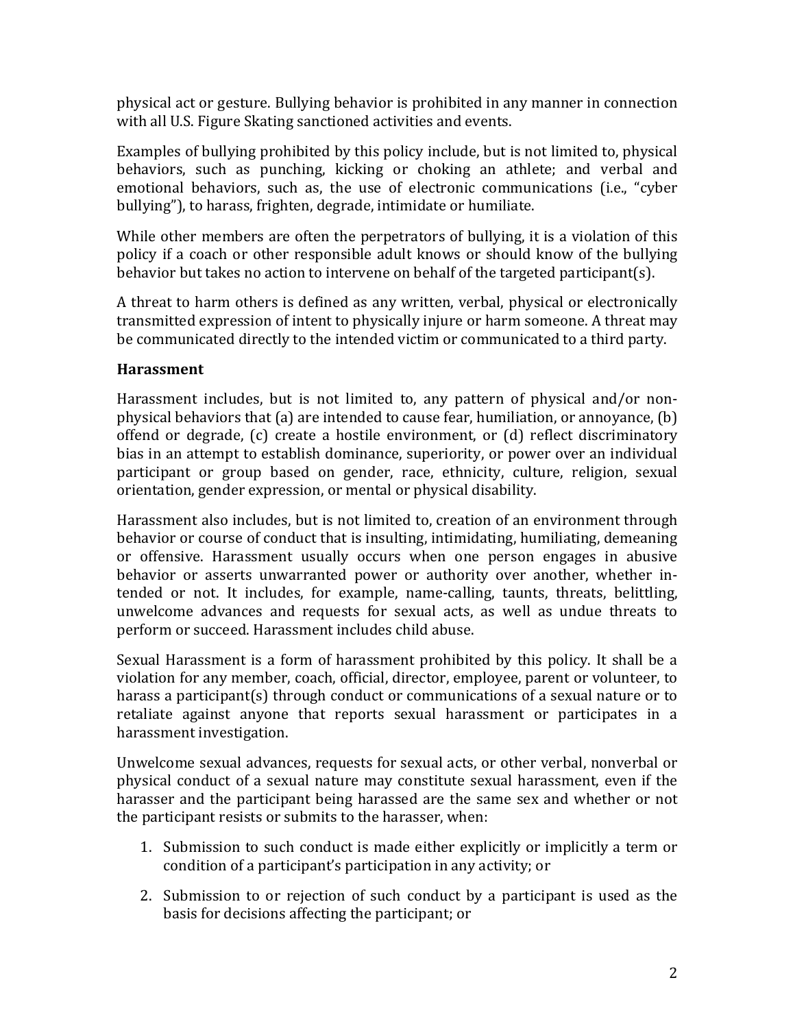physical act or gesture. Bullying behavior is prohibited in any manner in connection with all U.S. Figure Skating sanctioned activities and events.

Examples of bullying prohibited by this policy include, but is not limited to, physical behaviors, such as punching, kicking or choking an athlete; and verbal and emotional behaviors, such as, the use of electronic communications (i.e., "cyber bullying"), to harass, frighten, degrade, intimidate or humiliate.

While other members are often the perpetrators of bullying, it is a violation of this policy if a coach or other responsible adult knows or should know of the bullying behavior but takes no action to intervene on behalf of the targeted participant(s).

A threat to harm others is defined as any written, verbal, physical or electronically transmitted expression of intent to physically injure or harm someone. A threat may be communicated directly to the intended victim or communicated to a third party.

### Harassment

Harassment includes, but is not limited to, any pattern of physical and/or non-physical behaviors that (a) are intended to cause fear, humiliation, or annoyance, (b) offend or degrade, (c) create a hostile environment, or (d) reflect discriminatory bias in an attempt to establish dominance, superiority, or power over an individual participant or group based on gender, race, ethnicity, culture, religion, sexual orientation, gender expression, or mental or physical disability.

Harassment also includes, but is not limited to, creation of an environment through behavior or course of conduct that is insulting, intimidating, humiliating, demeaning or offensive. Harassment usually occurs when one person engages in abusive behavior or asserts unwarranted power or authority over another, whether intended or not. It includes, for example, name-calling, taunts, threats, belittling, unwelcome advances and requests for sexual acts, as well as undue threats to perform or succeed. Harassment includes child abuse.

Sexual Harassment is a form of harassment prohibited by this policy. It shall be a violation for any member, coach, official, director, employee, parent or volunteer, to harass a participant(s) through conduct or communications of a sexual nature or to retaliate against anyone that reports sexual harassment or participates in a harassment investigation.

Unwelcome sexual advances, requests for sexual acts, or other verbal, nonverbal or physical conduct of a sexual nature may constitute sexual harassment, even if the harasser and the participant being harassed are the same sex and whether or not the participant resists or submits to the harasser, when:

1. Submission to such conduct is made either explicitly or implicitly a term or condition of a participant's participation in any activity; or
2. Submission to or rejection of such conduct by a participant is used as the basis for decisions affecting the participant; or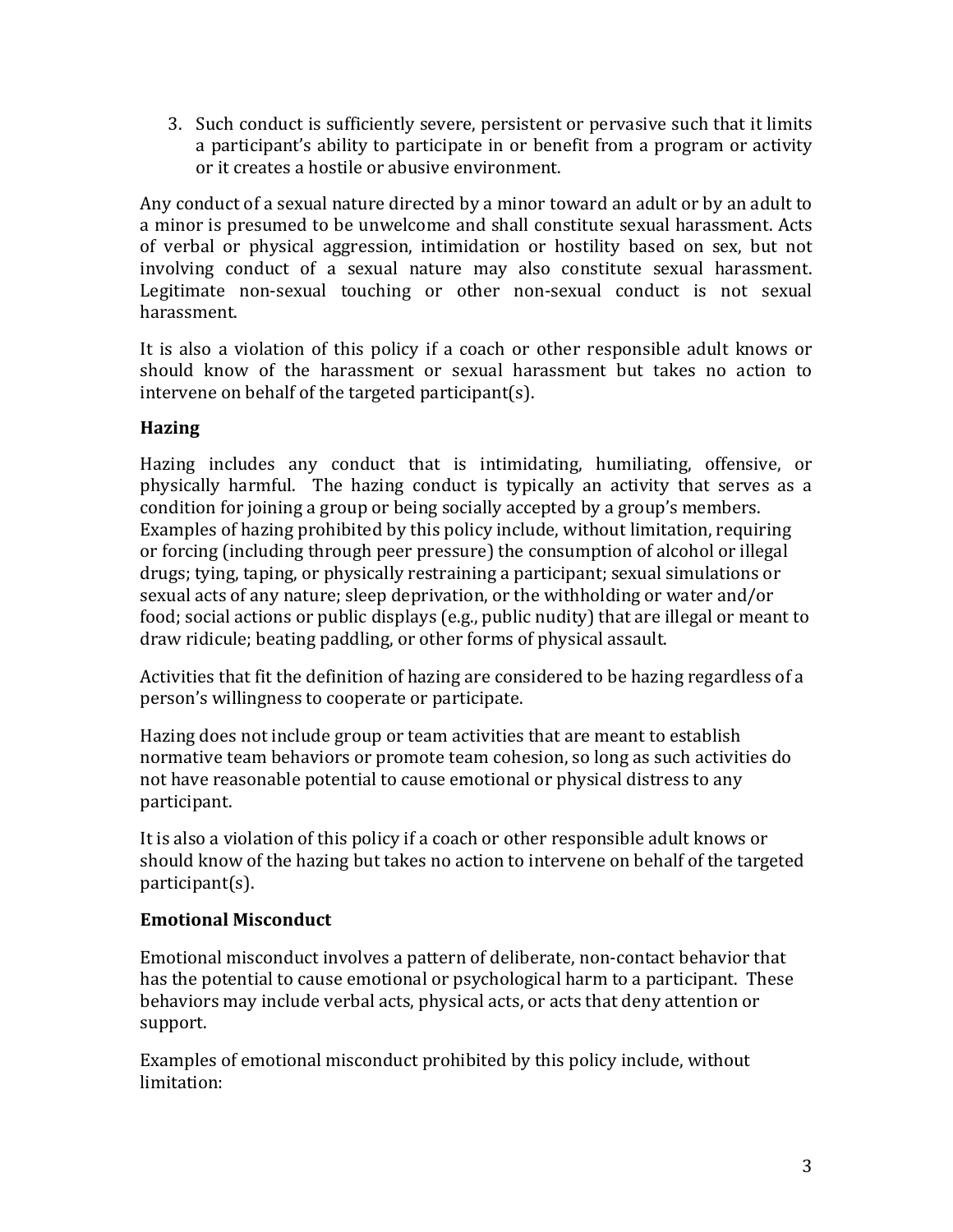3. Such conduct is sufficiently severe, persistent or pervasive such that it limits a participant's ability to participate in or benefit from a program or activity or it creates a hostile or abusive environment.

Any conduct of a sexual nature directed by a minor toward an adult or by an adult to a minor is presumed to be unwelcome and shall constitute sexual harassment. Acts of verbal or physical aggression, intimidation or hostility based on sex, but not involving conduct of a sexual nature may also constitute sexual harassment. Legitimate non-sexual touching or other non-sexual conduct is not sexual harassment.

It is also a violation of this policy if a coach or other responsible adult knows or should know of the harassment or sexual harassment but takes no action to intervene on behalf of the targeted participant(s).

### Hazing

Hazing includes any conduct that is intimidating, humiliating, offensive, or physically harmful. The hazing conduct is typically an activity that serves as a condition for joining a group or being socially accepted by a group's members. Examples of hazing prohibited by this policy include, without limitation, requiring or forcing (including through peer pressure) the consumption of alcohol or illegal drugs; tying, taping, or physically restraining a participant; sexual simulations or sexual acts of any nature; sleep deprivation, or the withholding or water and/or food; social actions or public displays (e.g., public nudity) that are illegal or meant to draw ridicule; beating paddling, or other forms of physical assault.

Activities that fit the definition of hazing are considered to be hazing regardless of a person's willingness to cooperate or participate.

Hazing does not include group or team activities that are meant to establish normative team behaviors or promote team cohesion, so long as such activities do not have reasonable potential to cause emotional or physical distress to any participant.

It is also a violation of this policy if a coach or other responsible adult knows or should know of the hazing but takes no action to intervene on behalf of the targeted participant(s).

### Emotional Misconduct

Emotional misconduct involves a pattern of deliberate, non-contact behavior that has the potential to cause emotional or psychological harm to a participant. These behaviors may include verbal acts, physical acts, or acts that deny attention or support.

Examples of emotional misconduct prohibited by this policy include, without limitation: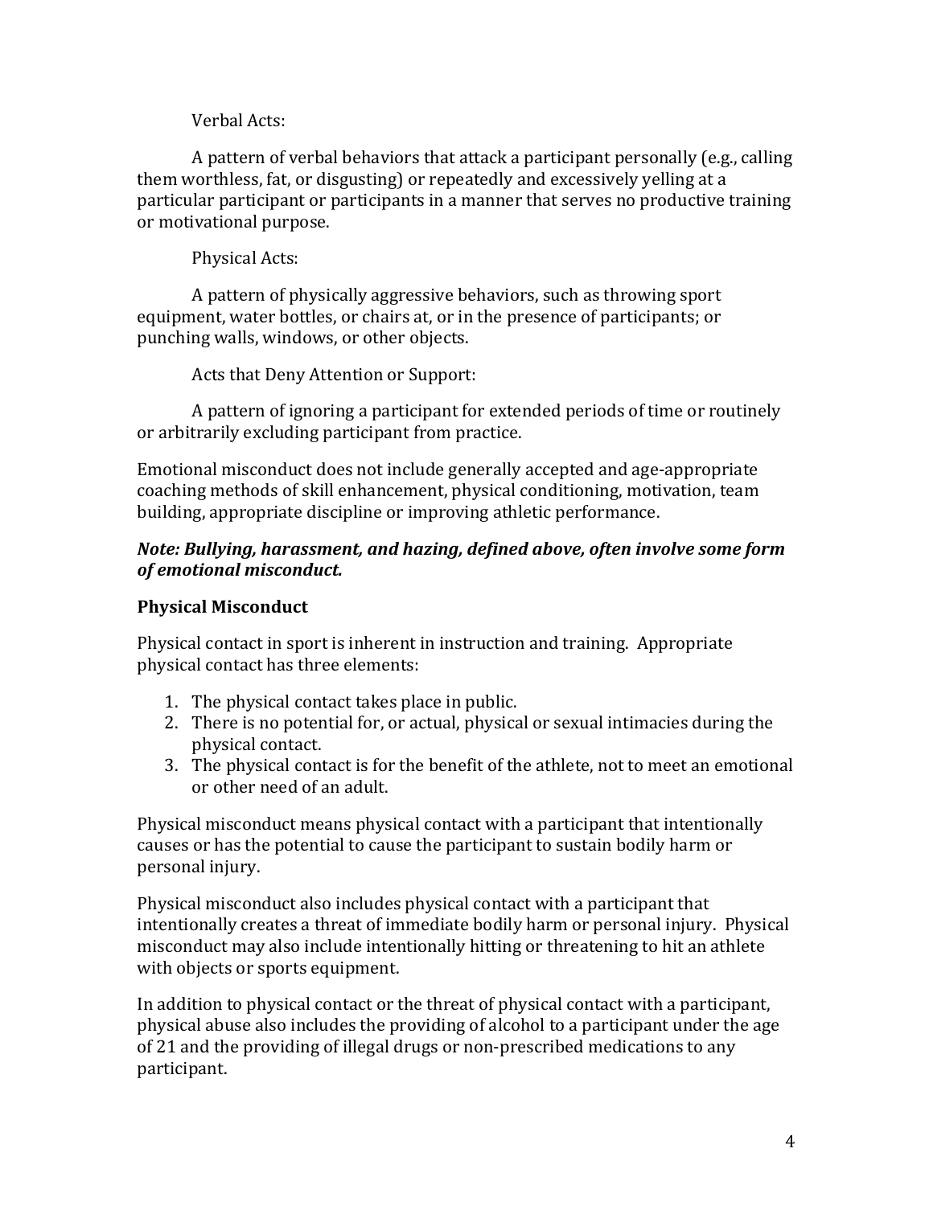Verbal Acts:

A pattern of verbal behaviors that attack a participant personally (e.g., calling them worthless, fat, or disgusting) or repeatedly and excessively yelling at a particular participant or participants in a manner that serves no productive training or motivational purpose.

Physical Acts:

A pattern of physically aggressive behaviors, such as throwing sport equipment, water bottles, or chairs at, or in the presence of participants; or punching walls, windows, or other objects.

Acts that Deny Attention or Support:

A pattern of ignoring a participant for extended periods of time or routinely or arbitrarily excluding participant from practice.

Emotional misconduct does not include generally accepted and age-appropriate coaching methods of skill enhancement, physical conditioning, motivation, team building, appropriate discipline or improving athletic performance.

***Note: Bullying, harassment, and hazing, defined above, often involve some form of emotional misconduct.***

**Physical Misconduct**

Physical contact in sport is inherent in instruction and training. Appropriate physical contact has three elements:

1. The physical contact takes place in public.
2. There is no potential for, or actual, physical or sexual intimacies during the physical contact.
3. The physical contact is for the benefit of the athlete, not to meet an emotional or other need of an adult.

Physical misconduct means physical contact with a participant that intentionally causes or has the potential to cause the participant to sustain bodily harm or personal injury.

Physical misconduct also includes physical contact with a participant that intentionally creates a threat of immediate bodily harm or personal injury. Physical misconduct may also include intentionally hitting or threatening to hit an athlete with objects or sports equipment.

In addition to physical contact or the threat of physical contact with a participant, physical abuse also includes the providing of alcohol to a participant under the age of 21 and the providing of illegal drugs or non-prescribed medications to any participant.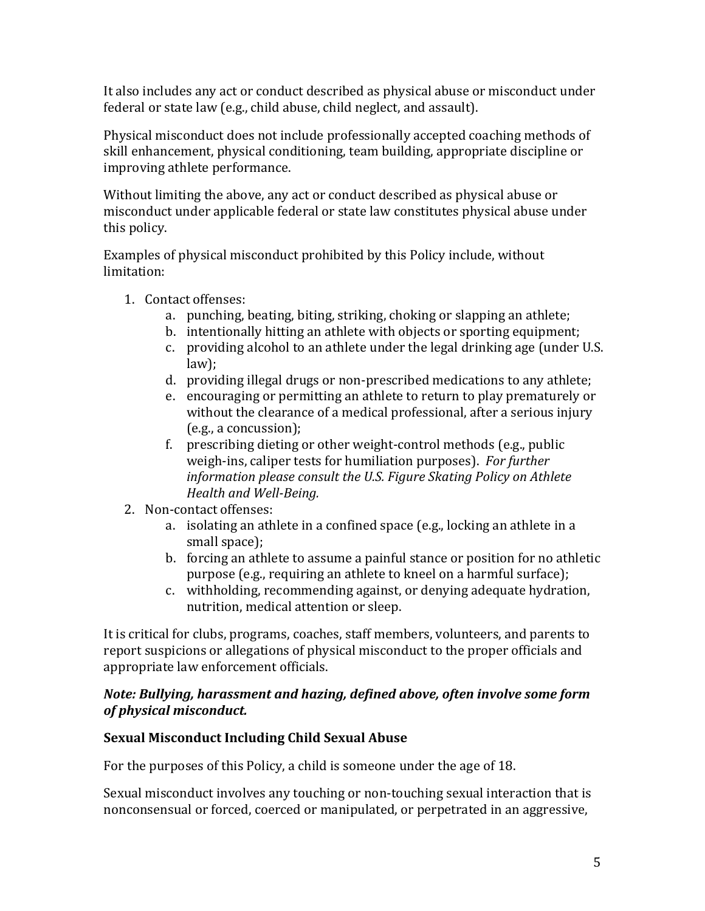It also includes any act or conduct described as physical abuse or misconduct under federal or state law (e.g., child abuse, child neglect, and assault).

Physical misconduct does not include professionally accepted coaching methods of skill enhancement, physical conditioning, team building, appropriate discipline or improving athlete performance.

Without limiting the above, any act or conduct described as physical abuse or misconduct under applicable federal or state law constitutes physical abuse under this policy.

Examples of physical misconduct prohibited by this Policy include, without limitation:

1. Contact offenses:
    a. punching, beating, biting, striking, choking or slapping an athlete;
    b. intentionally hitting an athlete with objects or sporting equipment;
    c. providing alcohol to an athlete under the legal drinking age (under U.S. law);
    d. providing illegal drugs or non-prescribed medications to any athlete;
    e. encouraging or permitting an athlete to return to play prematurely or without the clearance of a medical professional, after a serious injury (e.g., a concussion);
    f. prescribing dieting or other weight-control methods (e.g., public weigh-ins, caliper tests for humiliation purposes). *For further information please consult the U.S. Figure Skating Policy on Athlete Health and Well-Being.*
2. Non-contact offenses:
    a. isolating an athlete in a confined space (e.g., locking an athlete in a small space);
    b. forcing an athlete to assume a painful stance or position for no athletic purpose (e.g., requiring an athlete to kneel on a harmful surface);
    c. withholding, recommending against, or denying adequate hydration, nutrition, medical attention or sleep.

It is critical for clubs, programs, coaches, staff members, volunteers, and parents to report suspicions or allegations of physical misconduct to the proper officials and appropriate law enforcement officials.

***Note: Bullying, harassment and hazing, defined above, often involve some form of physical misconduct.***

**Sexual Misconduct Including Child Sexual Abuse**

For the purposes of this Policy, a child is someone under the age of 18.

Sexual misconduct involves any touching or non-touching sexual interaction that is nonconsensual or forced, coerced or manipulated, or perpetrated in an aggressive,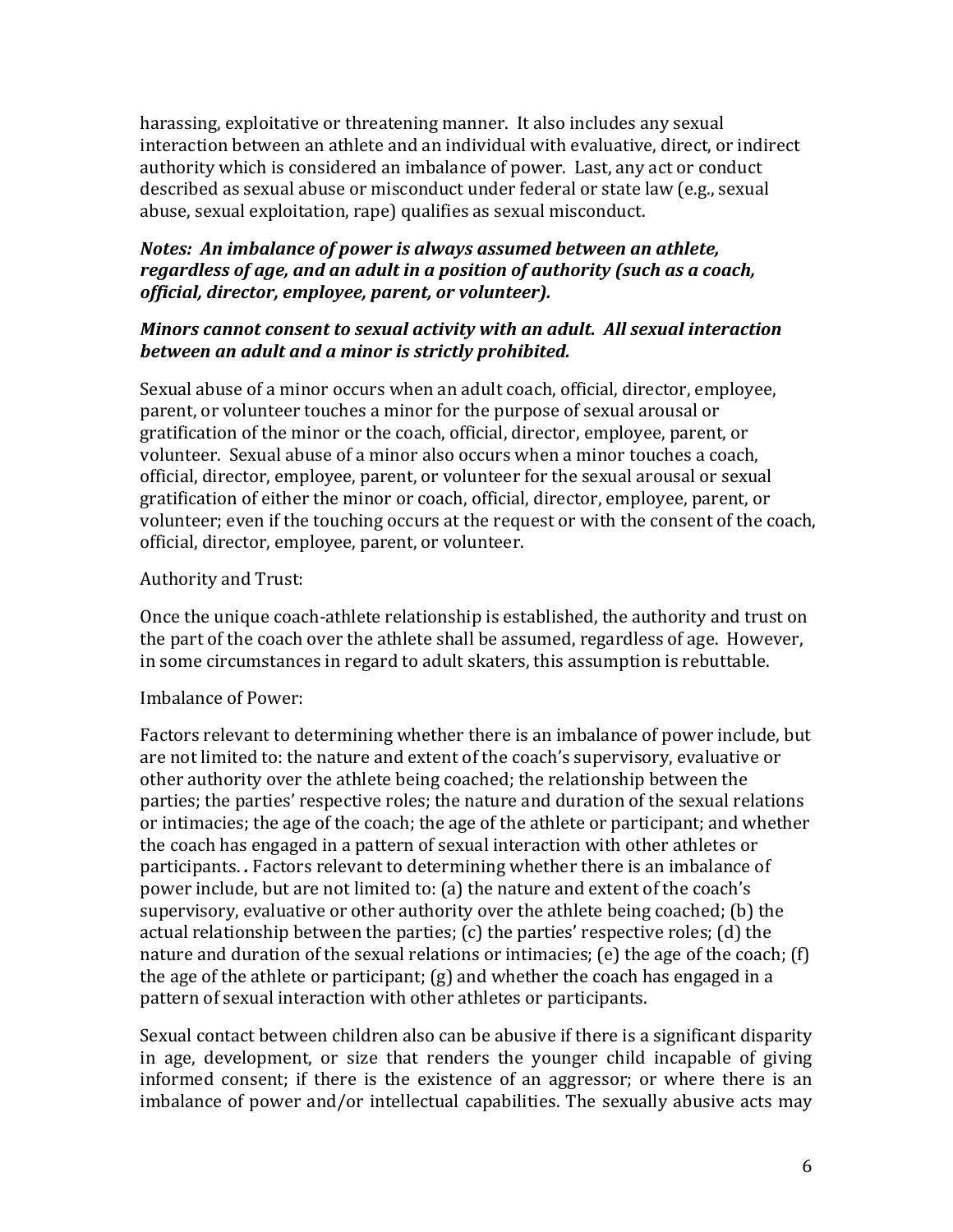harassing, exploitative or threatening manner. It also includes any sexual interaction between an athlete and an individual with evaluative, direct, or indirect authority which is considered an imbalance of power. Last, any act or conduct described as sexual abuse or misconduct under federal or state law (e.g., sexual abuse, sexual exploitation, rape) qualifies as sexual misconduct.

***Notes: An imbalance of power is always assumed between an athlete, regardless of age, and an adult in a position of authority (such as a coach, official, director, employee, parent, or volunteer).***

***Minors cannot consent to sexual activity with an adult. All sexual interaction between an adult and a minor is strictly prohibited.***

Sexual abuse of a minor occurs when an adult coach, official, director, employee, parent, or volunteer touches a minor for the purpose of sexual arousal or gratification of the minor or the coach, official, director, employee, parent, or volunteer. Sexual abuse of a minor also occurs when a minor touches a coach, official, director, employee, parent, or volunteer for the sexual arousal or sexual gratification of either the minor or coach, official, director, employee, parent, or volunteer; even if the touching occurs at the request or with the consent of the coach, official, director, employee, parent, or volunteer.

Authority and Trust:

Once the unique coach-athlete relationship is established, the authority and trust on the part of the coach over the athlete shall be assumed, regardless of age. However, in some circumstances in regard to adult skaters, this assumption is rebuttable.

Imbalance of Power:

Factors relevant to determining whether there is an imbalance of power include, but are not limited to: the nature and extent of the coach's supervisory, evaluative or other authority over the athlete being coached; the relationship between the parties; the parties' respective roles; the nature and duration of the sexual relations or intimacies; the age of the coach; the age of the athlete or participant; and whether the coach has engaged in a pattern of sexual interaction with other athletes or participants. ***.*** Factors relevant to determining whether there is an imbalance of power include, but are not limited to: (a) the nature and extent of the coach's supervisory, evaluative or other authority over the athlete being coached; (b) the actual relationship between the parties; (c) the parties' respective roles; (d) the nature and duration of the sexual relations or intimacies; (e) the age of the coach; (f) the age of the athlete or participant; (g) and whether the coach has engaged in a pattern of sexual interaction with other athletes or participants.

Sexual contact between children also can be abusive if there is a significant disparity in age, development, or size that renders the younger child incapable of giving informed consent; if there is the existence of an aggressor; or where there is an imbalance of power and/or intellectual capabilities. The sexually abusive acts may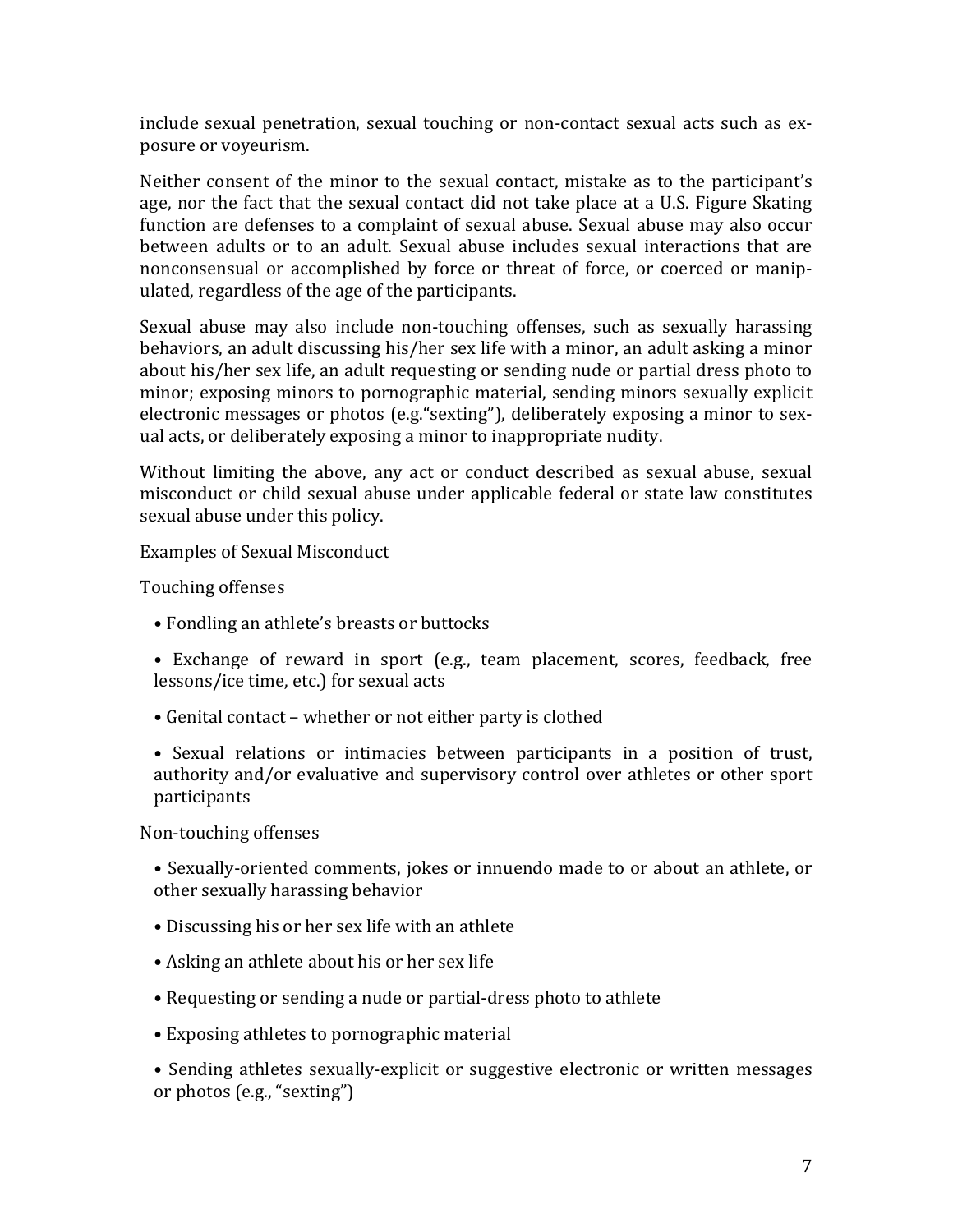include sexual penetration, sexual touching or non-contact sexual acts such as exposure or voyeurism.

Neither consent of the minor to the sexual contact, mistake as to the participant's age, nor the fact that the sexual contact did not take place at a U.S. Figure Skating function are defenses to a complaint of sexual abuse. Sexual abuse may also occur between adults or to an adult. Sexual abuse includes sexual interactions that are nonconsensual or accomplished by force or threat of force, or coerced or manipulated, regardless of the age of the participants.

Sexual abuse may also include non-touching offenses, such as sexually harassing behaviors, an adult discussing his/her sex life with a minor, an adult asking a minor about his/her sex life, an adult requesting or sending nude or partial dress photo to minor; exposing minors to pornographic material, sending minors sexually explicit electronic messages or photos (e.g."sexting"), deliberately exposing a minor to sexual acts, or deliberately exposing a minor to inappropriate nudity.

Without limiting the above, any act or conduct described as sexual abuse, sexual misconduct or child sexual abuse under applicable federal or state law constitutes sexual abuse under this policy.

Examples of Sexual Misconduct

Touching offenses

- Fondling an athlete's breasts or buttocks
- Exchange of reward in sport (e.g., team placement, scores, feedback, free lessons/ice time, etc.) for sexual acts
- Genital contact – whether or not either party is clothed
- Sexual relations or intimacies between participants in a position of trust, authority and/or evaluative and supervisory control over athletes or other sport participants

Non-touching offenses

- Sexually-oriented comments, jokes or innuendo made to or about an athlete, or other sexually harassing behavior
- Discussing his or her sex life with an athlete
- Asking an athlete about his or her sex life
- Requesting or sending a nude or partial-dress photo to athlete
- Exposing athletes to pornographic material
- Sending athletes sexually-explicit or suggestive electronic or written messages or photos (e.g., "sexting")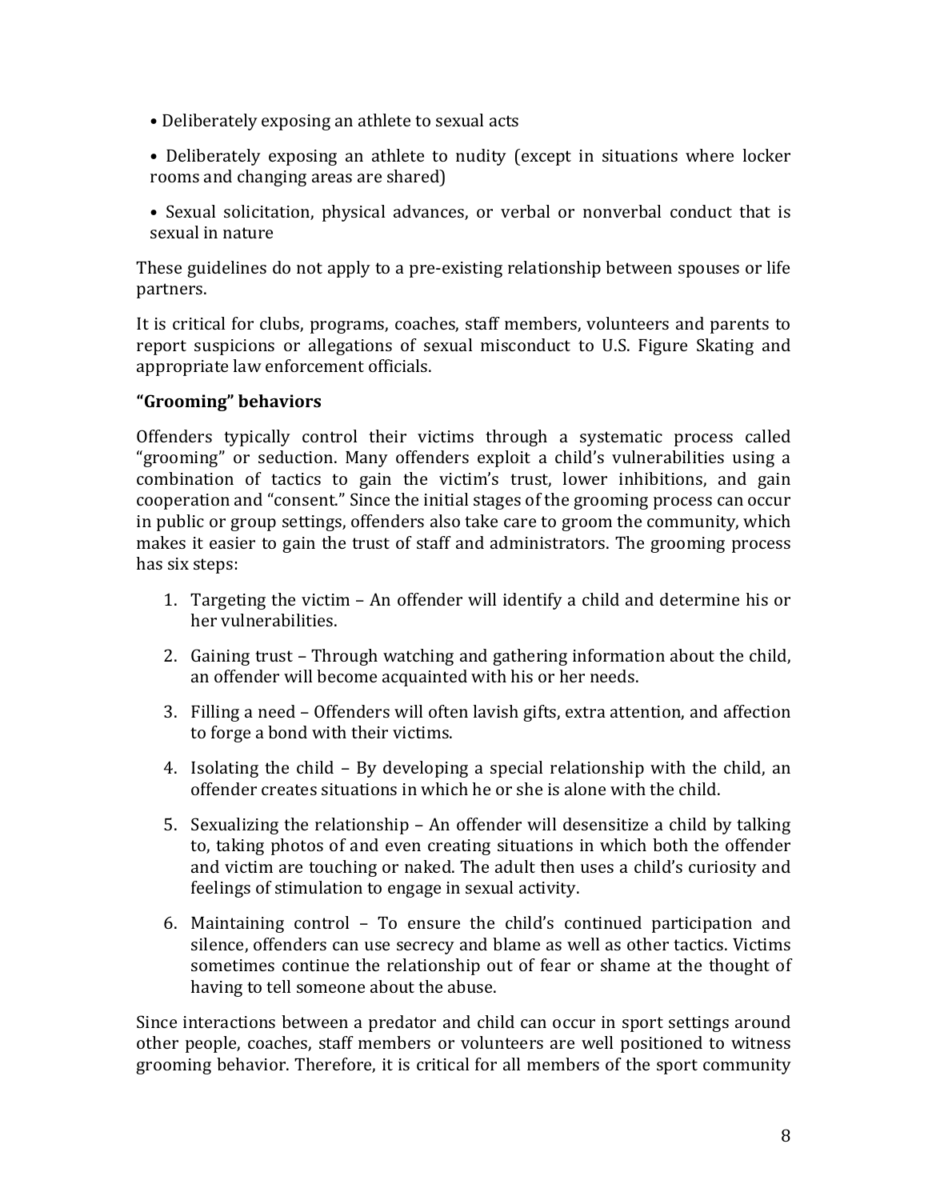- Deliberately exposing an athlete to sexual acts
- Deliberately exposing an athlete to nudity (except in situations where locker rooms and changing areas are shared)
- Sexual solicitation, physical advances, or verbal or nonverbal conduct that is sexual in nature

These guidelines do not apply to a pre-existing relationship between spouses or life partners.

It is critical for clubs, programs, coaches, staff members, volunteers and parents to report suspicions or allegations of sexual misconduct to U.S. Figure Skating and appropriate law enforcement officials.

**"Grooming" behaviors**

Offenders typically control their victims through a systematic process called "grooming" or seduction. Many offenders exploit a child's vulnerabilities using a combination of tactics to gain the victim's trust, lower inhibitions, and gain cooperation and "consent." Since the initial stages of the grooming process can occur in public or group settings, offenders also take care to groom the community, which makes it easier to gain the trust of staff and administrators. The grooming process has six steps:

1. Targeting the victim – An offender will identify a child and determine his or her vulnerabilities.
2. Gaining trust – Through watching and gathering information about the child, an offender will become acquainted with his or her needs.
3. Filling a need – Offenders will often lavish gifts, extra attention, and affection to forge a bond with their victims.
4. Isolating the child – By developing a special relationship with the child, an offender creates situations in which he or she is alone with the child.
5. Sexualizing the relationship – An offender will desensitize a child by talking to, taking photos of and even creating situations in which both the offender and victim are touching or naked. The adult then uses a child's curiosity and feelings of stimulation to engage in sexual activity.
6. Maintaining control – To ensure the child's continued participation and silence, offenders can use secrecy and blame as well as other tactics. Victims sometimes continue the relationship out of fear or shame at the thought of having to tell someone about the abuse.

Since interactions between a predator and child can occur in sport settings around other people, coaches, staff members or volunteers are well positioned to witness grooming behavior. Therefore, it is critical for all members of the sport community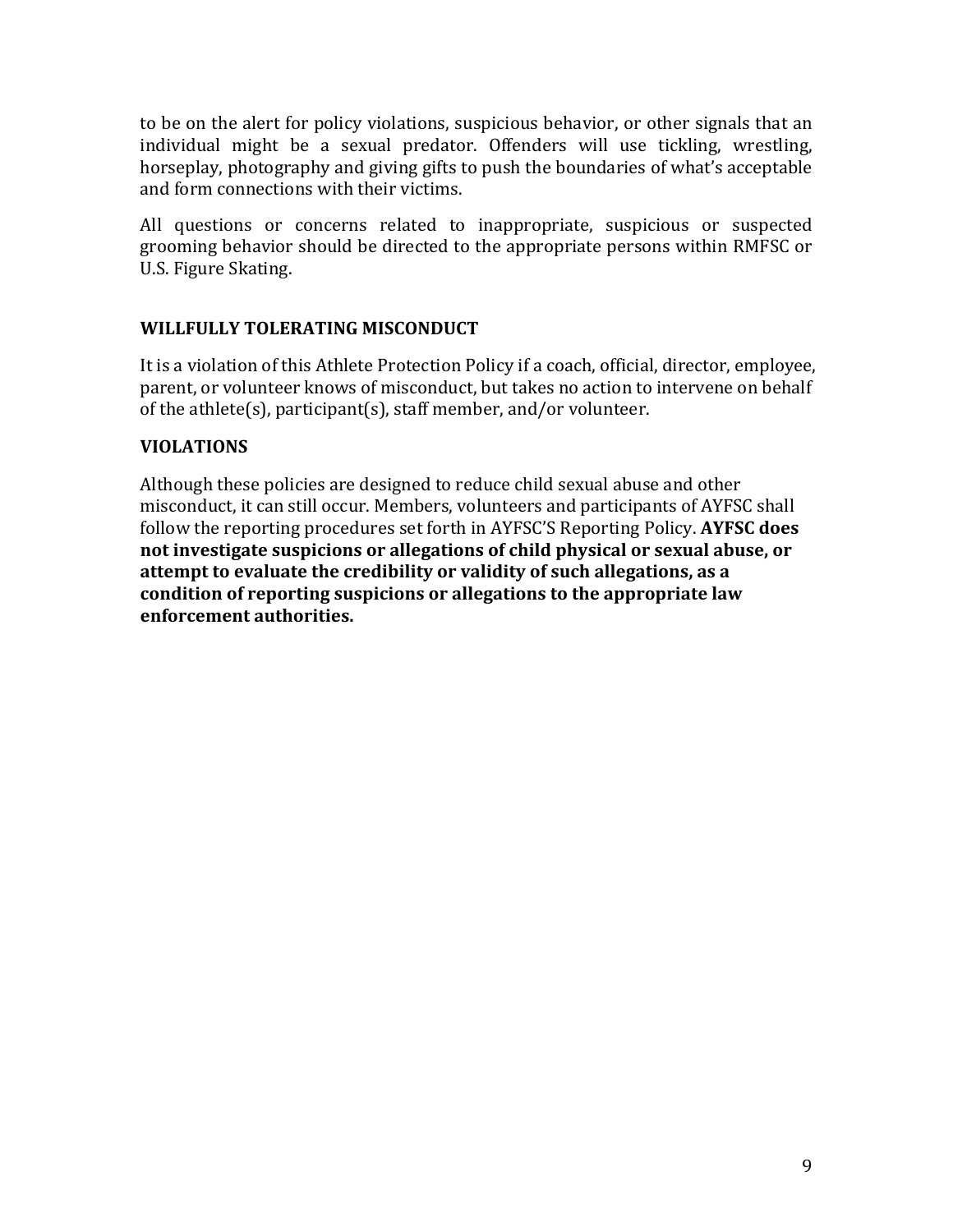to be on the alert for policy violations, suspicious behavior, or other signals that an individual might be a sexual predator. Offenders will use tickling, wrestling, horseplay, photography and giving gifts to push the boundaries of what's acceptable and form connections with their victims.

All questions or concerns related to inappropriate, suspicious or suspected grooming behavior should be directed to the appropriate persons within RMFSC or U.S. Figure Skating.

### WILLFULLY TOLERATING MISCONDUCT

It is a violation of this Athlete Protection Policy if a coach, official, director, employee, parent, or volunteer knows of misconduct, but takes no action to intervene on behalf of the athlete(s), participant(s), staff member, and/or volunteer.

### VIOLATIONS

Although these policies are designed to reduce child sexual abuse and other misconduct, it can still occur. Members, volunteers and participants of AYFSC shall follow the reporting procedures set forth in AYFSC'S Reporting Policy. **AYFSC does not investigate suspicions or allegations of child physical or sexual abuse, or attempt to evaluate the credibility or validity of such allegations, as a condition of reporting suspicions or allegations to the appropriate law enforcement authorities.**